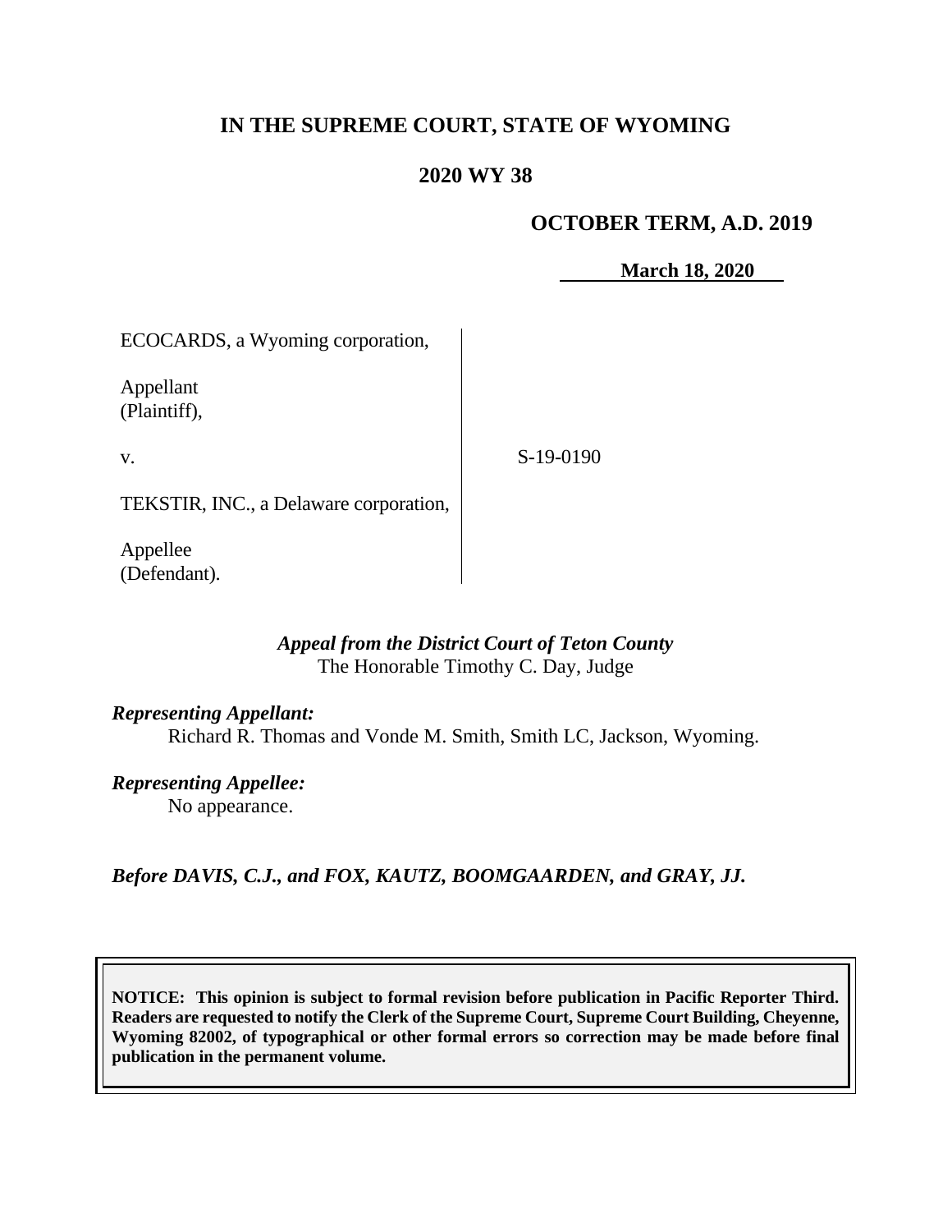# IN THE SUPREME COURT, STATE OF WYOMING

## 2020 WY 38

**OCTOBER TERM, A.D. 2019**

**March 18, 2020**

| | |
|---|---|
| ECOCARDS, a Wyoming corporation,<br><br>Appellant<br>(Plaintiff),<br><br>v.<br><br>TEKSTIR, INC., a Delaware corporation,<br><br>Appellee<br>(Defendant). | S-19-0190 |

***Appeal from the District Court of Teton County***
The Honorable Timothy C. Day, Judge

***Representing Appellant:***
Richard R. Thomas and Vonde M. Smith, Smith LC, Jackson, Wyoming.

***Representing Appellee:***
No appearance.

***Before DAVIS, C.J., and FOX, KAUTZ, BOOMGAARDEN, and GRAY, JJ.***

**NOTICE: This opinion is subject to formal revision before publication in Pacific Reporter Third. Readers are requested to notify the Clerk of the Supreme Court, Supreme Court Building, Cheyenne, Wyoming 82002, of typographical or other formal errors so correction may be made before final publication in the permanent volume.**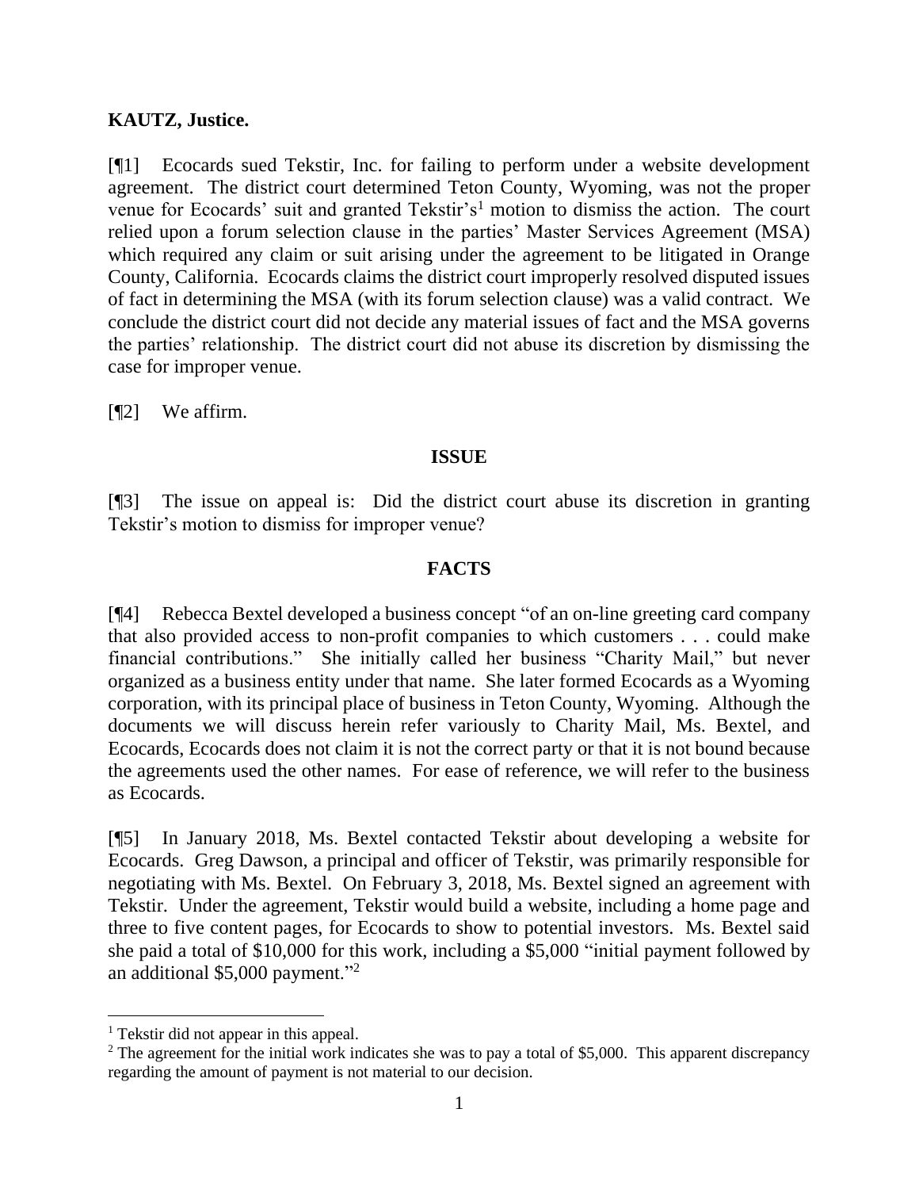**KAUTZ, Justice.**

[¶1] Ecocards sued Tekstir, Inc. for failing to perform under a website development agreement. The district court determined Teton County, Wyoming, was not the proper venue for Ecocards' suit and granted Tekstir's[1] motion to dismiss the action. The court relied upon a forum selection clause in the parties' Master Services Agreement (MSA) which required any claim or suit arising under the agreement to be litigated in Orange County, California. Ecocards claims the district court improperly resolved disputed issues of fact in determining the MSA (with its forum selection clause) was a valid contract. We conclude the district court did not decide any material issues of fact and the MSA governs the parties' relationship. The district court did not abuse its discretion by dismissing the case for improper venue.

[¶2] We affirm.

## ISSUE

[¶3] The issue on appeal is: Did the district court abuse its discretion in granting Tekstir's motion to dismiss for improper venue?

## FACTS

[¶4] Rebecca Bextel developed a business concept "of an on-line greeting card company that also provided access to non-profit companies to which customers . . . could make financial contributions." She initially called her business "Charity Mail," but never organized as a business entity under that name. She later formed Ecocards as a Wyoming corporation, with its principal place of business in Teton County, Wyoming. Although the documents we will discuss herein refer variously to Charity Mail, Ms. Bextel, and Ecocards, Ecocards does not claim it is not the correct party or that it is not bound because the agreements used the other names. For ease of reference, we will refer to the business as Ecocards.

[¶5] In January 2018, Ms. Bextel contacted Tekstir about developing a website for Ecocards. Greg Dawson, a principal and officer of Tekstir, was primarily responsible for negotiating with Ms. Bextel. On February 3, 2018, Ms. Bextel signed an agreement with Tekstir. Under the agreement, Tekstir would build a website, including a home page and three to five content pages, for Ecocards to show to potential investors. Ms. Bextel said she paid a total of $10,000 for this work, including a $5,000 "initial payment followed by an additional $5,000 payment."[2]

---

[1] Tekstir did not appear in this appeal.

[2] The agreement for the initial work indicates she was to pay a total of $5,000. This apparent discrepancy regarding the amount of payment is not material to our decision.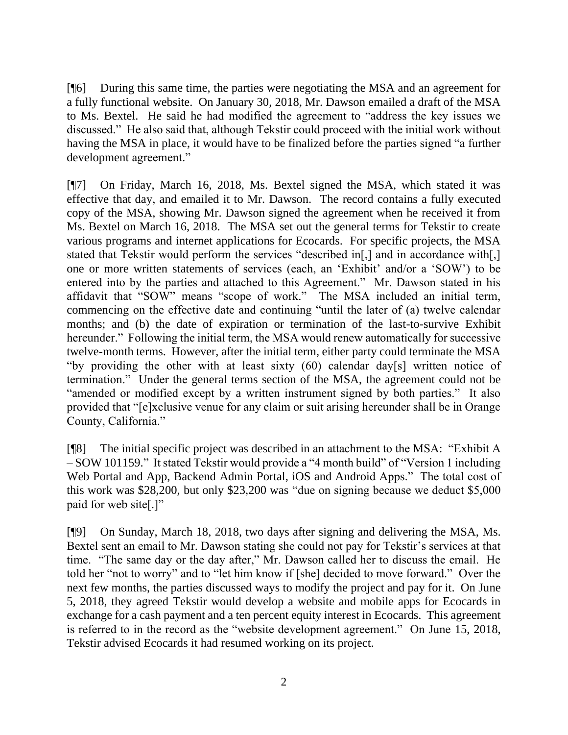[¶6] During this same time, the parties were negotiating the MSA and an agreement for a fully functional website. On January 30, 2018, Mr. Dawson emailed a draft of the MSA to Ms. Bextel. He said he had modified the agreement to "address the key issues we discussed." He also said that, although Tekstir could proceed with the initial work without having the MSA in place, it would have to be finalized before the parties signed "a further development agreement."

[¶7] On Friday, March 16, 2018, Ms. Bextel signed the MSA, which stated it was effective that day, and emailed it to Mr. Dawson. The record contains a fully executed copy of the MSA, showing Mr. Dawson signed the agreement when he received it from Ms. Bextel on March 16, 2018. The MSA set out the general terms for Tekstir to create various programs and internet applications for Ecocards. For specific projects, the MSA stated that Tekstir would perform the services "described in[,] and in accordance with[,] one or more written statements of services (each, an 'Exhibit' and/or a 'SOW') to be entered into by the parties and attached to this Agreement." Mr. Dawson stated in his affidavit that "SOW" means "scope of work." The MSA included an initial term, commencing on the effective date and continuing "until the later of (a) twelve calendar months; and (b) the date of expiration or termination of the last-to-survive Exhibit hereunder." Following the initial term, the MSA would renew automatically for successive twelve-month terms. However, after the initial term, either party could terminate the MSA "by providing the other with at least sixty (60) calendar day[s] written notice of termination." Under the general terms section of the MSA, the agreement could not be "amended or modified except by a written instrument signed by both parties." It also provided that "[e]xclusive venue for any claim or suit arising hereunder shall be in Orange County, California."

[¶8] The initial specific project was described in an attachment to the MSA: "Exhibit A – SOW 101159." It stated Tekstir would provide a "4 month build" of "Version 1 including Web Portal and App, Backend Admin Portal, iOS and Android Apps." The total cost of this work was $28,200, but only $23,200 was "due on signing because we deduct $5,000 paid for web site[.]"

[¶9] On Sunday, March 18, 2018, two days after signing and delivering the MSA, Ms. Bextel sent an email to Mr. Dawson stating she could not pay for Tekstir's services at that time. "The same day or the day after," Mr. Dawson called her to discuss the email. He told her "not to worry" and to "let him know if [she] decided to move forward." Over the next few months, the parties discussed ways to modify the project and pay for it. On June 5, 2018, they agreed Tekstir would develop a website and mobile apps for Ecocards in exchange for a cash payment and a ten percent equity interest in Ecocards. This agreement is referred to in the record as the "website development agreement." On June 15, 2018, Tekstir advised Ecocards it had resumed working on its project.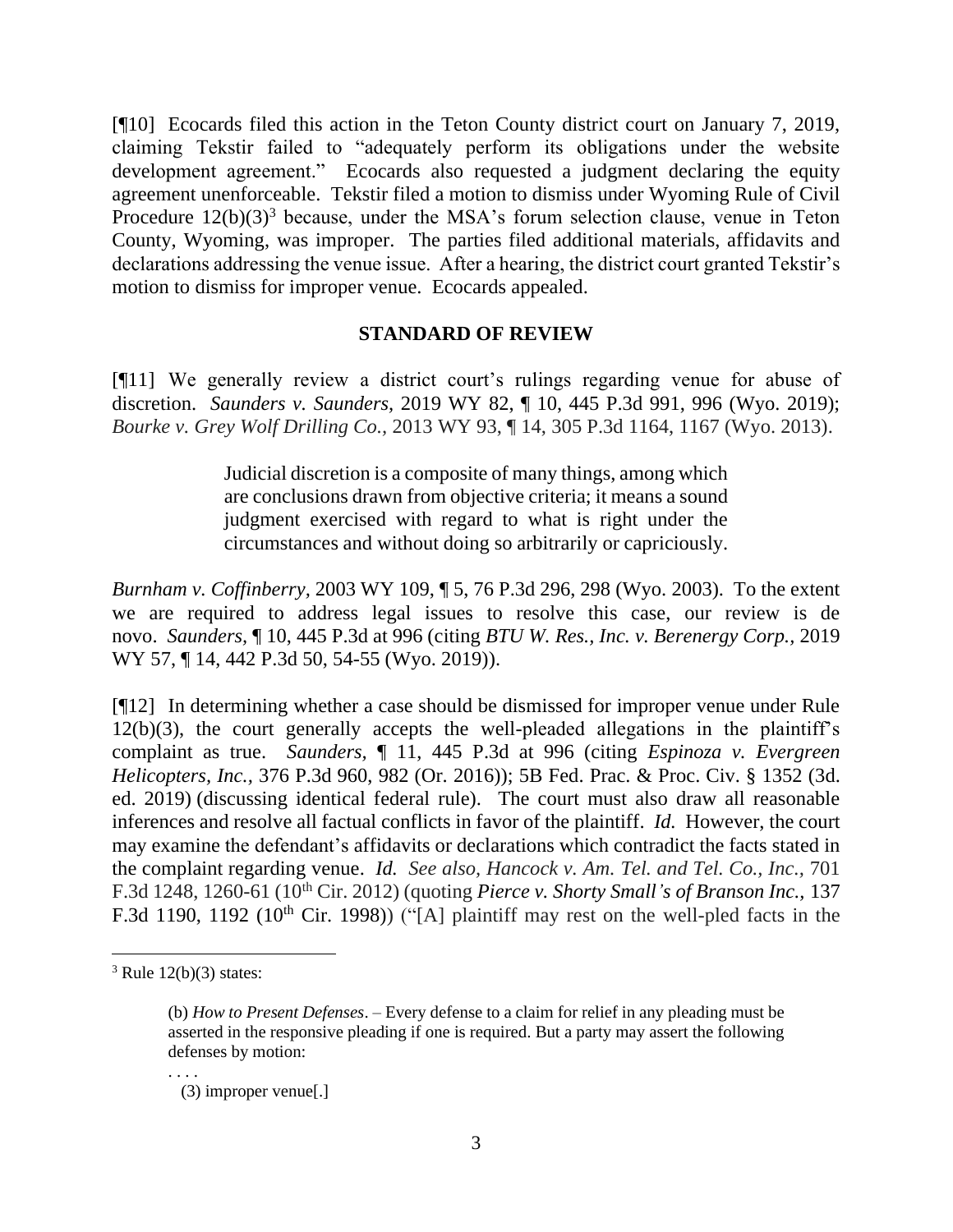[¶10] Ecocards filed this action in the Teton County district court on January 7, 2019, claiming Tekstir failed to "adequately perform its obligations under the website development agreement." Ecocards also requested a judgment declaring the equity agreement unenforceable. Tekstir filed a motion to dismiss under Wyoming Rule of Civil Procedure 12(b)(3)[3] because, under the MSA's forum selection clause, venue in Teton County, Wyoming, was improper. The parties filed additional materials, affidavits and declarations addressing the venue issue. After a hearing, the district court granted Tekstir's motion to dismiss for improper venue. Ecocards appealed.

## STANDARD OF REVIEW

[¶11] We generally review a district court's rulings regarding venue for abuse of discretion. *Saunders v. Saunders,* 2019 WY 82, ¶ 10, 445 P.3d 991, 996 (Wyo. 2019); *Bourke v. Grey Wolf Drilling Co.*, 2013 WY 93, ¶ 14, 305 P.3d 1164, 1167 (Wyo. 2013).

> Judicial discretion is a composite of many things, among which are conclusions drawn from objective criteria; it means a sound judgment exercised with regard to what is right under the circumstances and without doing so arbitrarily or capriciously.

*Burnham v. Coffinberry,* 2003 WY 109, ¶ 5, 76 P.3d 296, 298 (Wyo. 2003). To the extent we are required to address legal issues to resolve this case, our review is de novo. *Saunders*, ¶ 10, 445 P.3d at 996 (citing *BTU W. Res., Inc. v. Berenergy Corp.*, 2019 WY 57, ¶ 14, 442 P.3d 50, 54-55 (Wyo. 2019)).

[¶12] In determining whether a case should be dismissed for improper venue under Rule 12(b)(3), the court generally accepts the well-pleaded allegations in the plaintiff's complaint as true. *Saunders,* ¶ 11, 445 P.3d at 996 (citing *Espinoza v. Evergreen Helicopters, Inc.,* 376 P.3d 960, 982 (Or. 2016)); 5B Fed. Prac. & Proc. Civ. § 1352 (3d. ed. 2019) (discussing identical federal rule). The court must also draw all reasonable inferences and resolve all factual conflicts in favor of the plaintiff. *Id.* However, the court may examine the defendant's affidavits or declarations which contradict the facts stated in the complaint regarding venue. *Id. See also, Hancock v. Am. Tel. and Tel. Co., Inc.,* 701 F.3d 1248, 1260-61 (10th Cir. 2012) (quoting *Pierce v. Shorty Small's of Branson Inc.*, 137 F.3d 1190, 1192 (10th Cir. 1998)) ("[A] plaintiff may rest on the well-pled facts in the

---

[3] Rule 12(b)(3) states:

> (b) *How to Present Defenses*. – Every defense to a claim for relief in any pleading must be asserted in the responsive pleading if one is required. But a party may assert the following defenses by motion:
>
> . . . .
>
> (3) improper venue[.]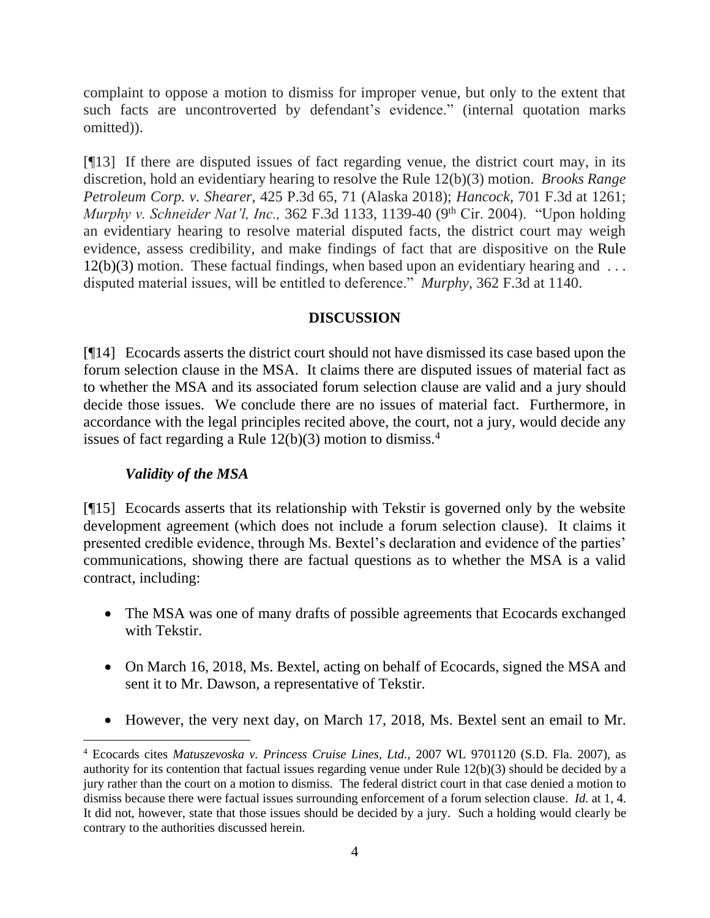complaint to oppose a motion to dismiss for improper venue, but only to the extent that such facts are uncontroverted by defendant's evidence." (internal quotation marks omitted)).

[¶13] If there are disputed issues of fact regarding venue, the district court may, in its discretion, hold an evidentiary hearing to resolve the Rule 12(b)(3) motion. *Brooks Range Petroleum Corp. v. Shearer,* 425 P.3d 65, 71 (Alaska 2018); *Hancock,* 701 F.3d at 1261; *Murphy v. Schneider Nat'l, Inc.,* 362 F.3d 1133, 1139-40 (9th Cir. 2004). "Upon holding an evidentiary hearing to resolve material disputed facts, the district court may weigh evidence, assess credibility, and make findings of fact that are dispositive on the Rule 12(b)(3) motion. These factual findings, when based upon an evidentiary hearing and . . . disputed material issues, will be entitled to deference." *Murphy,* 362 F.3d at 1140.

## DISCUSSION

[¶14] Ecocards asserts the district court should not have dismissed its case based upon the forum selection clause in the MSA. It claims there are disputed issues of material fact as to whether the MSA and its associated forum selection clause are valid and a jury should decide those issues. We conclude there are no issues of material fact. Furthermore, in accordance with the legal principles recited above, the court, not a jury, would decide any issues of fact regarding a Rule 12(b)(3) motion to dismiss.[4]

### *Validity of the MSA*

[¶15] Ecocards asserts that its relationship with Tekstir is governed only by the website development agreement (which does not include a forum selection clause). It claims it presented credible evidence, through Ms. Bextel's declaration and evidence of the parties' communications, showing there are factual questions as to whether the MSA is a valid contract, including:

- The MSA was one of many drafts of possible agreements that Ecocards exchanged with Tekstir.
- On March 16, 2018, Ms. Bextel, acting on behalf of Ecocards, signed the MSA and sent it to Mr. Dawson, a representative of Tekstir.
- However, the very next day, on March 17, 2018, Ms. Bextel sent an email to Mr.

[4] Ecocards cites *Matuszevoska v. Princess Cruise Lines, Ltd.,* 2007 WL 9701120 (S.D. Fla. 2007), as authority for its contention that factual issues regarding venue under Rule 12(b)(3) should be decided by a jury rather than the court on a motion to dismiss. The federal district court in that case denied a motion to dismiss because there were factual issues surrounding enforcement of a forum selection clause. *Id.* at 1, 4. It did not, however, state that those issues should be decided by a jury. Such a holding would clearly be contrary to the authorities discussed herein.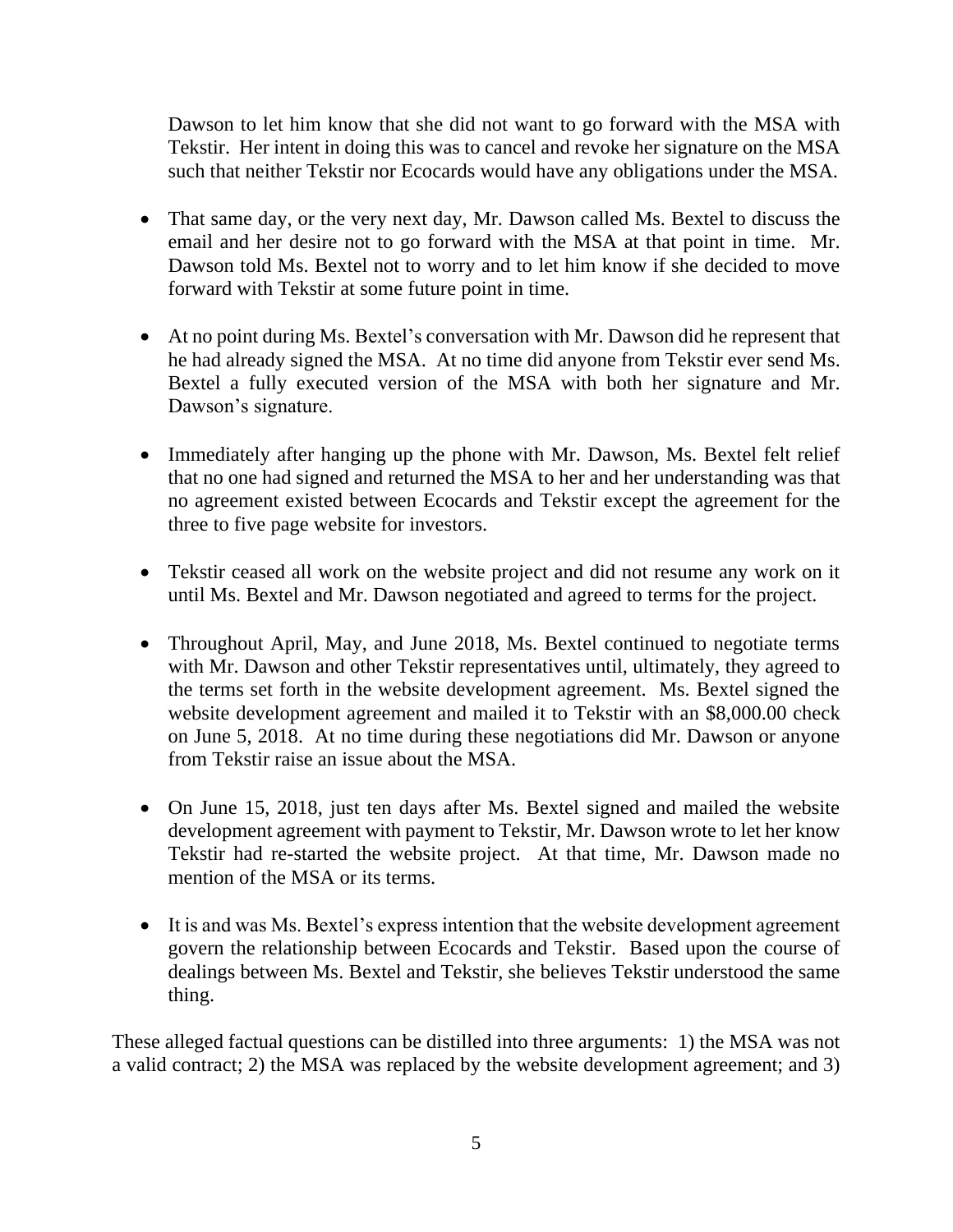Dawson to let him know that she did not want to go forward with the MSA with Tekstir. Her intent in doing this was to cancel and revoke her signature on the MSA such that neither Tekstir nor Ecocards would have any obligations under the MSA.

- That same day, or the very next day, Mr. Dawson called Ms. Bextel to discuss the email and her desire not to go forward with the MSA at that point in time. Mr. Dawson told Ms. Bextel not to worry and to let him know if she decided to move forward with Tekstir at some future point in time.

- At no point during Ms. Bextel's conversation with Mr. Dawson did he represent that he had already signed the MSA. At no time did anyone from Tekstir ever send Ms. Bextel a fully executed version of the MSA with both her signature and Mr. Dawson's signature.

- Immediately after hanging up the phone with Mr. Dawson, Ms. Bextel felt relief that no one had signed and returned the MSA to her and her understanding was that no agreement existed between Ecocards and Tekstir except the agreement for the three to five page website for investors.

- Tekstir ceased all work on the website project and did not resume any work on it until Ms. Bextel and Mr. Dawson negotiated and agreed to terms for the project.

- Throughout April, May, and June 2018, Ms. Bextel continued to negotiate terms with Mr. Dawson and other Tekstir representatives until, ultimately, they agreed to the terms set forth in the website development agreement. Ms. Bextel signed the website development agreement and mailed it to Tekstir with an $8,000.00 check on June 5, 2018. At no time during these negotiations did Mr. Dawson or anyone from Tekstir raise an issue about the MSA.

- On June 15, 2018, just ten days after Ms. Bextel signed and mailed the website development agreement with payment to Tekstir, Mr. Dawson wrote to let her know Tekstir had re-started the website project. At that time, Mr. Dawson made no mention of the MSA or its terms.

- It is and was Ms. Bextel's express intention that the website development agreement govern the relationship between Ecocards and Tekstir. Based upon the course of dealings between Ms. Bextel and Tekstir, she believes Tekstir understood the same thing.

These alleged factual questions can be distilled into three arguments: 1) the MSA was not a valid contract; 2) the MSA was replaced by the website development agreement; and 3)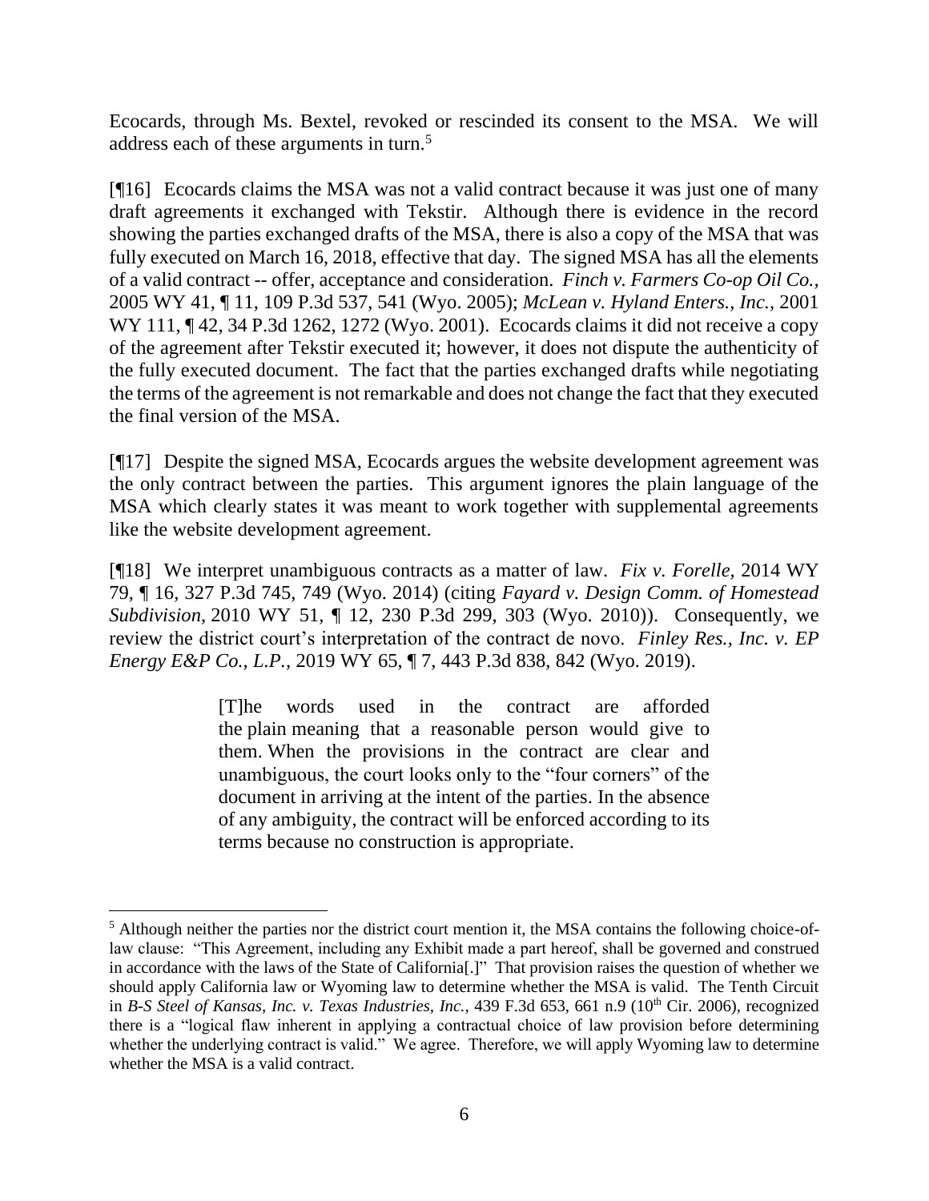Ecocards, through Ms. Bextel, revoked or rescinded its consent to the MSA. We will address each of these arguments in turn.[5]

[¶16] Ecocards claims the MSA was not a valid contract because it was just one of many draft agreements it exchanged with Tekstir. Although there is evidence in the record showing the parties exchanged drafts of the MSA, there is also a copy of the MSA that was fully executed on March 16, 2018, effective that day. The signed MSA has all the elements of a valid contract -- offer, acceptance and consideration. *Finch v. Farmers Co-op Oil Co.*, 2005 WY 41, ¶ 11, 109 P.3d 537, 541 (Wyo. 2005); *McLean v. Hyland Enters., Inc.*, 2001 WY 111, ¶ 42, 34 P.3d 1262, 1272 (Wyo. 2001). Ecocards claims it did not receive a copy of the agreement after Tekstir executed it; however, it does not dispute the authenticity of the fully executed document. The fact that the parties exchanged drafts while negotiating the terms of the agreement is not remarkable and does not change the fact that they executed the final version of the MSA.

[¶17] Despite the signed MSA, Ecocards argues the website development agreement was the only contract between the parties. This argument ignores the plain language of the MSA which clearly states it was meant to work together with supplemental agreements like the website development agreement.

[¶18] We interpret unambiguous contracts as a matter of law. *Fix v. Forelle*, 2014 WY 79, ¶ 16, 327 P.3d 745, 749 (Wyo. 2014) (citing *Fayard v. Design Comm. of Homestead Subdivision*, 2010 WY 51, ¶ 12, 230 P.3d 299, 303 (Wyo. 2010)). Consequently, we review the district court's interpretation of the contract de novo. *Finley Res., Inc. v. EP Energy E&P Co., L.P.*, 2019 WY 65, ¶ 7, 443 P.3d 838, 842 (Wyo. 2019).

> [T]he words used in the contract are afforded the plain meaning that a reasonable person would give to them. When the provisions in the contract are clear and unambiguous, the court looks only to the "four corners" of the document in arriving at the intent of the parties. In the absence of any ambiguity, the contract will be enforced according to its terms because no construction is appropriate.

---

[5] Although neither the parties nor the district court mention it, the MSA contains the following choice-of-law clause: "This Agreement, including any Exhibit made a part hereof, shall be governed and construed in accordance with the laws of the State of California[.]" That provision raises the question of whether we should apply California law or Wyoming law to determine whether the MSA is valid. The Tenth Circuit in *B-S Steel of Kansas, Inc. v. Texas Industries, Inc.*, 439 F.3d 653, 661 n.9 (10th Cir. 2006), recognized there is a "logical flaw inherent in applying a contractual choice of law provision before determining whether the underlying contract is valid." We agree. Therefore, we will apply Wyoming law to determine whether the MSA is a valid contract.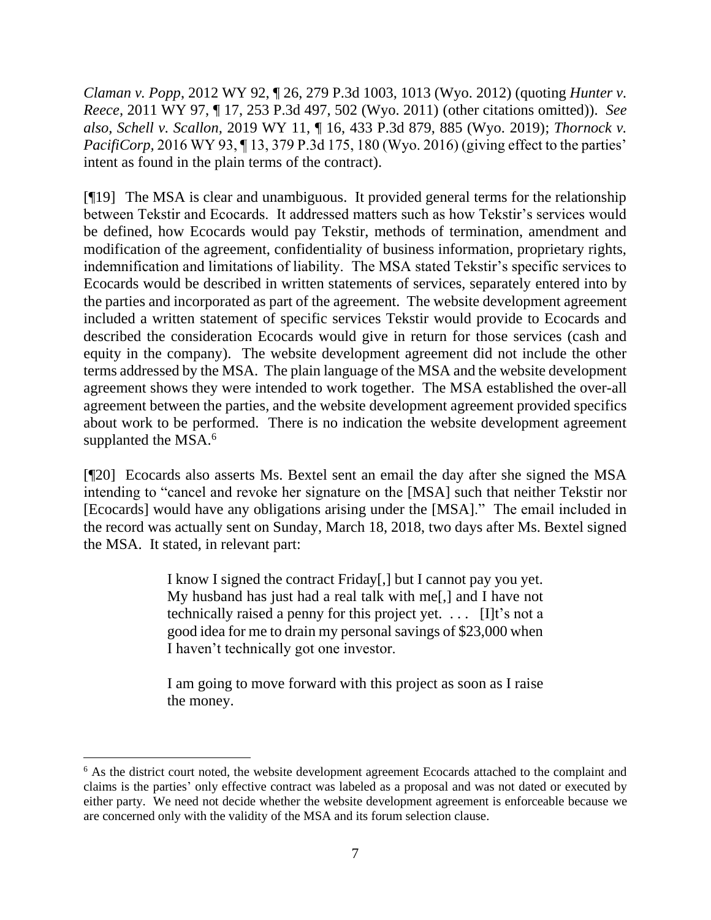*Claman v. Popp*, 2012 WY 92, ¶ 26, 279 P.3d 1003, 1013 (Wyo. 2012) (quoting *Hunter v. Reece*, 2011 WY 97, ¶ 17, 253 P.3d 497, 502 (Wyo. 2011) (other citations omitted)). *See also, Schell v. Scallon,* 2019 WY 11, ¶ 16, 433 P.3d 879, 885 (Wyo. 2019); *Thornock v. PacifiCorp,* 2016 WY 93, ¶ 13, 379 P.3d 175, 180 (Wyo. 2016) (giving effect to the parties' intent as found in the plain terms of the contract).

[¶19] The MSA is clear and unambiguous. It provided general terms for the relationship between Tekstir and Ecocards. It addressed matters such as how Tekstir's services would be defined, how Ecocards would pay Tekstir, methods of termination, amendment and modification of the agreement, confidentiality of business information, proprietary rights, indemnification and limitations of liability. The MSA stated Tekstir's specific services to Ecocards would be described in written statements of services, separately entered into by the parties and incorporated as part of the agreement. The website development agreement included a written statement of specific services Tekstir would provide to Ecocards and described the consideration Ecocards would give in return for those services (cash and equity in the company). The website development agreement did not include the other terms addressed by the MSA. The plain language of the MSA and the website development agreement shows they were intended to work together. The MSA established the over-all agreement between the parties, and the website development agreement provided specifics about work to be performed. There is no indication the website development agreement supplanted the MSA.[6]

[¶20] Ecocards also asserts Ms. Bextel sent an email the day after she signed the MSA intending to "cancel and revoke her signature on the [MSA] such that neither Tekstir nor [Ecocards] would have any obligations arising under the [MSA]." The email included in the record was actually sent on Sunday, March 18, 2018, two days after Ms. Bextel signed the MSA. It stated, in relevant part:

> I know I signed the contract Friday[,] but I cannot pay you yet. My husband has just had a real talk with me[,] and I have not technically raised a penny for this project yet. . . . [I]t's not a good idea for me to drain my personal savings of $23,000 when I haven't technically got one investor.
>
> I am going to move forward with this project as soon as I raise the money.

---

[6] As the district court noted, the website development agreement Ecocards attached to the complaint and claims is the parties' only effective contract was labeled as a proposal and was not dated or executed by either party. We need not decide whether the website development agreement is enforceable because we are concerned only with the validity of the MSA and its forum selection clause.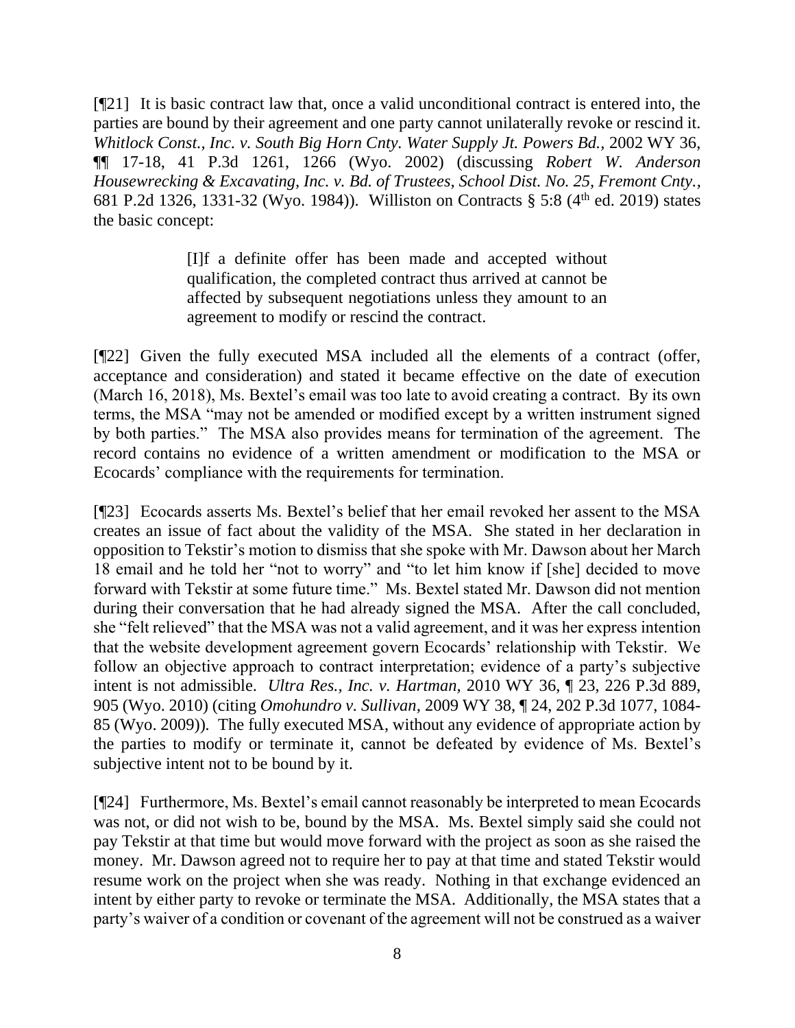[¶21] It is basic contract law that, once a valid unconditional contract is entered into, the parties are bound by their agreement and one party cannot unilaterally revoke or rescind it. *Whitlock Const., Inc. v. South Big Horn Cnty. Water Supply Jt. Powers Bd.*, 2002 WY 36, ¶¶ 17-18, 41 P.3d 1261, 1266 (Wyo. 2002) (discussing *Robert W. Anderson Housewrecking & Excavating, Inc. v. Bd. of Trustees, School Dist. No. 25, Fremont Cnty.*, 681 P.2d 1326, 1331-32 (Wyo. 1984)). Williston on Contracts § 5:8 (4th ed. 2019) states the basic concept:

> [I]f a definite offer has been made and accepted without qualification, the completed contract thus arrived at cannot be affected by subsequent negotiations unless they amount to an agreement to modify or rescind the contract.

[¶22] Given the fully executed MSA included all the elements of a contract (offer, acceptance and consideration) and stated it became effective on the date of execution (March 16, 2018), Ms. Bextel's email was too late to avoid creating a contract. By its own terms, the MSA "may not be amended or modified except by a written instrument signed by both parties." The MSA also provides means for termination of the agreement. The record contains no evidence of a written amendment or modification to the MSA or Ecocards' compliance with the requirements for termination.

[¶23] Ecocards asserts Ms. Bextel's belief that her email revoked her assent to the MSA creates an issue of fact about the validity of the MSA. She stated in her declaration in opposition to Tekstir's motion to dismiss that she spoke with Mr. Dawson about her March 18 email and he told her "not to worry" and "to let him know if [she] decided to move forward with Tekstir at some future time." Ms. Bextel stated Mr. Dawson did not mention during their conversation that he had already signed the MSA. After the call concluded, she "felt relieved" that the MSA was not a valid agreement, and it was her express intention that the website development agreement govern Ecocards' relationship with Tekstir. We follow an objective approach to contract interpretation; evidence of a party's subjective intent is not admissible. *Ultra Res., Inc. v. Hartman*, 2010 WY 36, ¶ 23, 226 P.3d 889, 905 (Wyo. 2010) (citing *Omohundro v. Sullivan*, 2009 WY 38, ¶ 24, 202 P.3d 1077, 1084-85 (Wyo. 2009)). The fully executed MSA, without any evidence of appropriate action by the parties to modify or terminate it, cannot be defeated by evidence of Ms. Bextel's subjective intent not to be bound by it.

[¶24] Furthermore, Ms. Bextel's email cannot reasonably be interpreted to mean Ecocards was not, or did not wish to be, bound by the MSA. Ms. Bextel simply said she could not pay Tekstir at that time but would move forward with the project as soon as she raised the money. Mr. Dawson agreed not to require her to pay at that time and stated Tekstir would resume work on the project when she was ready. Nothing in that exchange evidenced an intent by either party to revoke or terminate the MSA. Additionally, the MSA states that a party's waiver of a condition or covenant of the agreement will not be construed as a waiver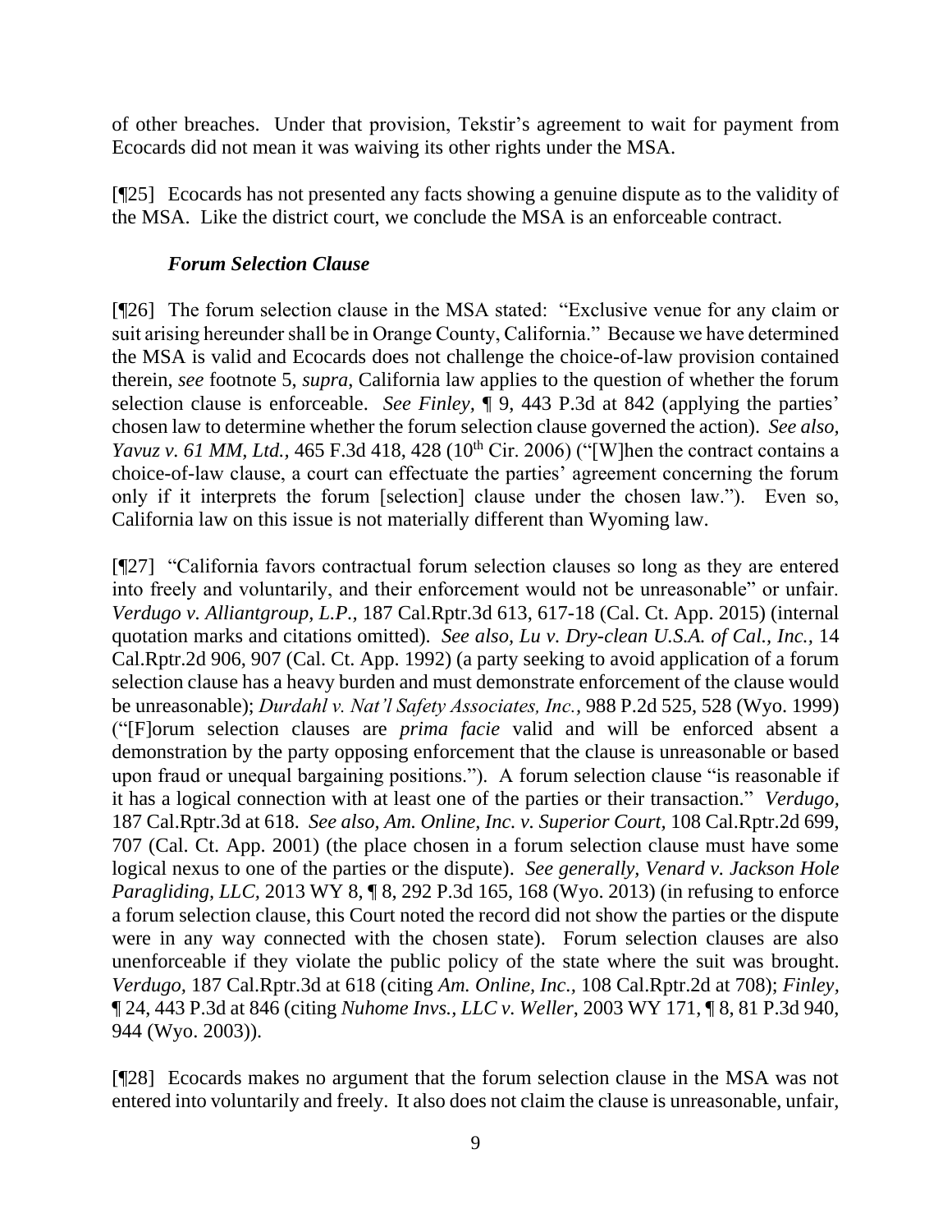of other breaches. Under that provision, Tekstir's agreement to wait for payment from Ecocards did not mean it was waiving its other rights under the MSA.

[¶25] Ecocards has not presented any facts showing a genuine dispute as to the validity of the MSA. Like the district court, we conclude the MSA is an enforceable contract.

### *Forum Selection Clause*

[¶26] The forum selection clause in the MSA stated: "Exclusive venue for any claim or suit arising hereunder shall be in Orange County, California." Because we have determined the MSA is valid and Ecocards does not challenge the choice-of-law provision contained therein, *see* footnote 5, *supra*, California law applies to the question of whether the forum selection clause is enforceable. *See Finley*, ¶ 9, 443 P.3d at 842 (applying the parties' chosen law to determine whether the forum selection clause governed the action). *See also, Yavuz v. 61 MM, Ltd.*, 465 F.3d 418, 428 (10th Cir. 2006) ("[W]hen the contract contains a choice-of-law clause, a court can effectuate the parties' agreement concerning the forum only if it interprets the forum [selection] clause under the chosen law."). Even so, California law on this issue is not materially different than Wyoming law.

[¶27] "California favors contractual forum selection clauses so long as they are entered into freely and voluntarily, and their enforcement would not be unreasonable" or unfair. *Verdugo v. Alliantgroup, L.P.*, 187 Cal.Rptr.3d 613, 617-18 (Cal. Ct. App. 2015) (internal quotation marks and citations omitted). *See also, Lu v. Dry-clean U.S.A. of Cal., Inc.*, 14 Cal.Rptr.2d 906, 907 (Cal. Ct. App. 1992) (a party seeking to avoid application of a forum selection clause has a heavy burden and must demonstrate enforcement of the clause would be unreasonable); *Durdahl v. Nat'l Safety Associates, Inc.*, 988 P.2d 525, 528 (Wyo. 1999) ("[F]orum selection clauses are *prima facie* valid and will be enforced absent a demonstration by the party opposing enforcement that the clause is unreasonable or based upon fraud or unequal bargaining positions."). A forum selection clause "is reasonable if it has a logical connection with at least one of the parties or their transaction." *Verdugo*, 187 Cal.Rptr.3d at 618. *See also, Am. Online, Inc. v. Superior Court*, 108 Cal.Rptr.2d 699, 707 (Cal. Ct. App. 2001) (the place chosen in a forum selection clause must have some logical nexus to one of the parties or the dispute). *See generally, Venard v. Jackson Hole Paragliding, LLC*, 2013 WY 8, ¶ 8, 292 P.3d 165, 168 (Wyo. 2013) (in refusing to enforce a forum selection clause, this Court noted the record did not show the parties or the dispute were in any way connected with the chosen state). Forum selection clauses are also unenforceable if they violate the public policy of the state where the suit was brought. *Verdugo*, 187 Cal.Rptr.3d at 618 (citing *Am. Online, Inc.*, 108 Cal.Rptr.2d at 708); *Finley*, ¶ 24, 443 P.3d at 846 (citing *Nuhome Invs., LLC v. Weller*, 2003 WY 171, ¶ 8, 81 P.3d 940, 944 (Wyo. 2003)).

[¶28] Ecocards makes no argument that the forum selection clause in the MSA was not entered into voluntarily and freely. It also does not claim the clause is unreasonable, unfair,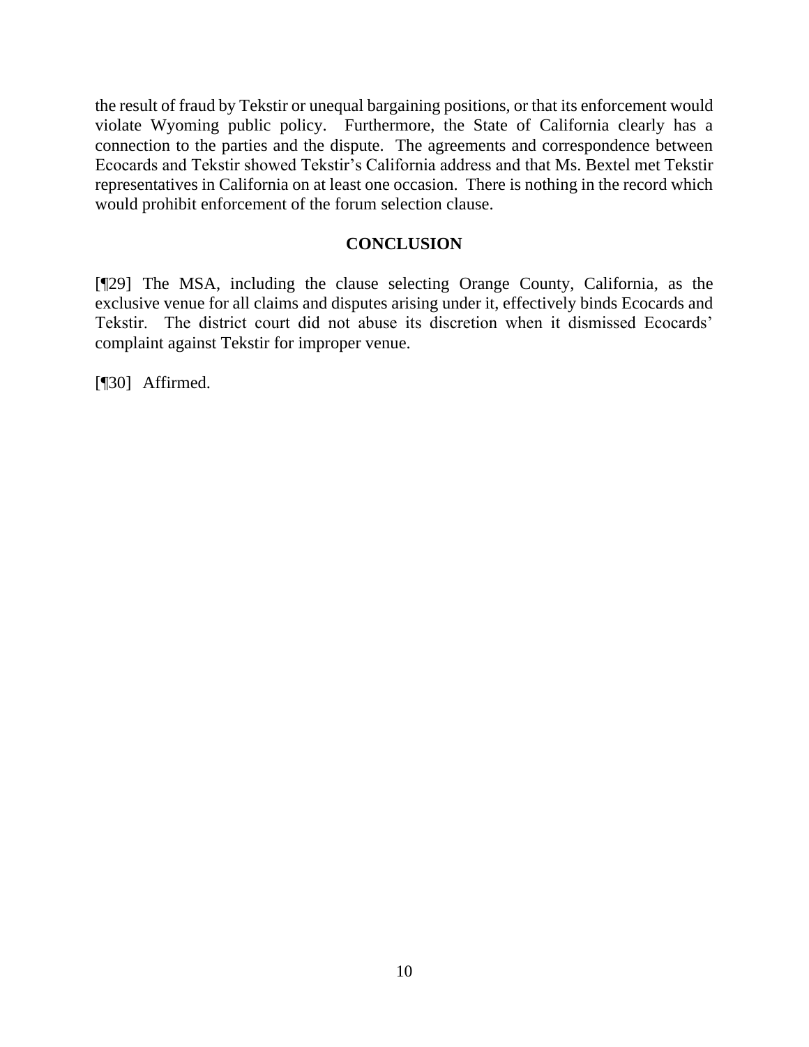the result of fraud by Tekstir or unequal bargaining positions, or that its enforcement would violate Wyoming public policy. Furthermore, the State of California clearly has a connection to the parties and the dispute. The agreements and correspondence between Ecocards and Tekstir showed Tekstir's California address and that Ms. Bextel met Tekstir representatives in California on at least one occasion. There is nothing in the record which would prohibit enforcement of the forum selection clause.

## CONCLUSION

[¶29] The MSA, including the clause selecting Orange County, California, as the exclusive venue for all claims and disputes arising under it, effectively binds Ecocards and Tekstir. The district court did not abuse its discretion when it dismissed Ecocards' complaint against Tekstir for improper venue.

[¶30] Affirmed.